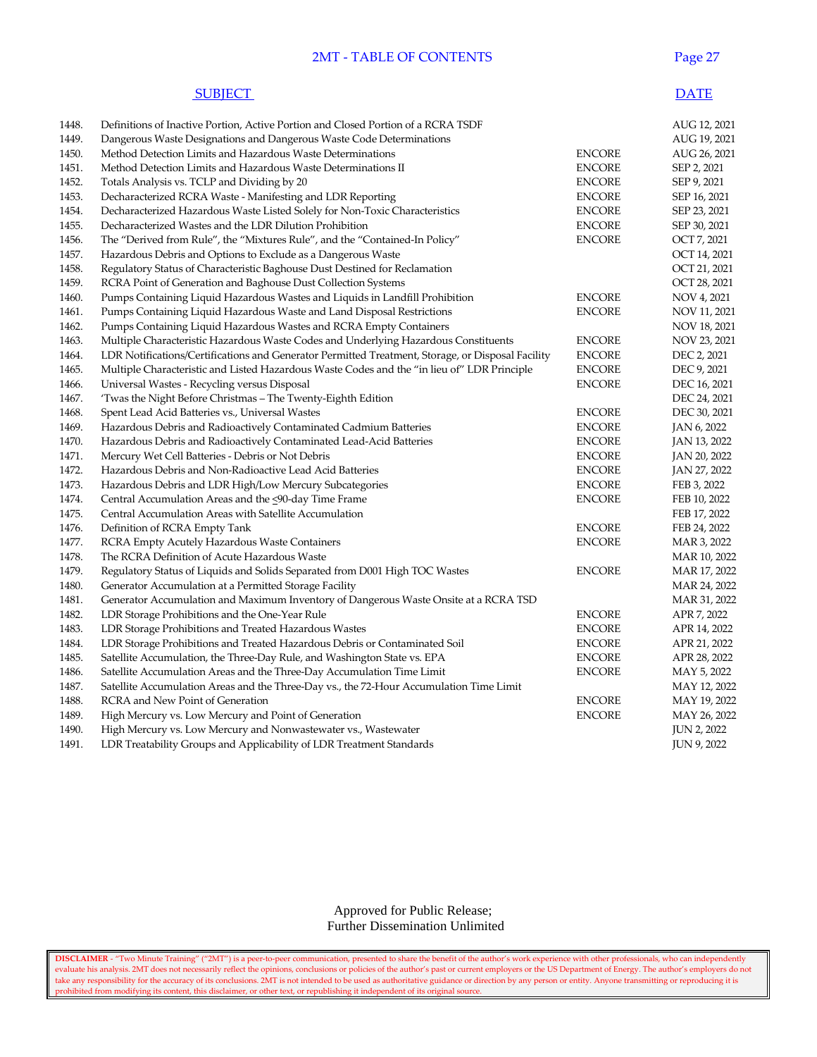# 2MT - TABLE OF CONTENTS

| | SUBJECT | | DATE |
|---|---|---|---|
| 1448. | Definitions of Inactive Portion, Active Portion and Closed Portion of a RCRA TSDF | | AUG 12, 2021 |
| 1449. | Dangerous Waste Designations and Dangerous Waste Code Determinations | | AUG 19, 2021 |
| 1450. | Method Detection Limits and Hazardous Waste Determinations | ENCORE | AUG 26, 2021 |
| 1451. | Method Detection Limits and Hazardous Waste Determinations II | ENCORE | SEP 2, 2021 |
| 1452. | Totals Analysis vs. TCLP and Dividing by 20 | ENCORE | SEP 9, 2021 |
| 1453. | Decharacterized RCRA Waste - Manifesting and LDR Reporting | ENCORE | SEP 16, 2021 |
| 1454. | Decharacterized Hazardous Waste Listed Solely for Non-Toxic Characteristics | ENCORE | SEP 23, 2021 |
| 1455. | Decharacterized Wastes and the LDR Dilution Prohibition | ENCORE | SEP 30, 2021 |
| 1456. | The "Derived from Rule", the "Mixtures Rule", and the "Contained-In Policy" | ENCORE | OCT 7, 2021 |
| 1457. | Hazardous Debris and Options to Exclude as a Dangerous Waste | | OCT 14, 2021 |
| 1458. | Regulatory Status of Characteristic Baghouse Dust Destined for Reclamation | | OCT 21, 2021 |
| 1459. | RCRA Point of Generation and Baghouse Dust Collection Systems | | OCT 28, 2021 |
| 1460. | Pumps Containing Liquid Hazardous Wastes and Liquids in Landfill Prohibition | ENCORE | NOV 4, 2021 |
| 1461. | Pumps Containing Liquid Hazardous Waste and Land Disposal Restrictions | ENCORE | NOV 11, 2021 |
| 1462. | Pumps Containing Liquid Hazardous Wastes and RCRA Empty Containers | | NOV 18, 2021 |
| 1463. | Multiple Characteristic Hazardous Waste Codes and Underlying Hazardous Constituents | ENCORE | NOV 23, 2021 |
| 1464. | LDR Notifications/Certifications and Generator Permitted Treatment, Storage, or Disposal Facility | ENCORE | DEC 2, 2021 |
| 1465. | Multiple Characteristic and Listed Hazardous Waste Codes and the "in lieu of" LDR Principle | ENCORE | DEC 9, 2021 |
| 1466. | Universal Wastes - Recycling versus Disposal | ENCORE | DEC 16, 2021 |
| 1467. | 'Twas the Night Before Christmas – The Twenty-Eighth Edition | | DEC 24, 2021 |
| 1468. | Spent Lead Acid Batteries vs., Universal Wastes | ENCORE | DEC 30, 2021 |
| 1469. | Hazardous Debris and Radioactively Contaminated Cadmium Batteries | ENCORE | JAN 6, 2022 |
| 1470. | Hazardous Debris and Radioactively Contaminated Lead-Acid Batteries | ENCORE | JAN 13, 2022 |
| 1471. | Mercury Wet Cell Batteries - Debris or Not Debris | ENCORE | JAN 20, 2022 |
| 1472. | Hazardous Debris and Non-Radioactive Lead Acid Batteries | ENCORE | JAN 27, 2022 |
| 1473. | Hazardous Debris and LDR High/Low Mercury Subcategories | ENCORE | FEB 3, 2022 |
| 1474. | Central Accumulation Areas and the ≤90-day Time Frame | ENCORE | FEB 10, 2022 |
| 1475. | Central Accumulation Areas with Satellite Accumulation | | FEB 17, 2022 |
| 1476. | Definition of RCRA Empty Tank | ENCORE | FEB 24, 2022 |
| 1477. | RCRA Empty Acutely Hazardous Waste Containers | ENCORE | MAR 3, 2022 |
| 1478. | The RCRA Definition of Acute Hazardous Waste | | MAR 10, 2022 |
| 1479. | Regulatory Status of Liquids and Solids Separated from D001 High TOC Wastes | ENCORE | MAR 17, 2022 |
| 1480. | Generator Accumulation at a Permitted Storage Facility | | MAR 24, 2022 |
| 1481. | Generator Accumulation and Maximum Inventory of Dangerous Waste Onsite at a RCRA TSD | | MAR 31, 2022 |
| 1482. | LDR Storage Prohibitions and the One-Year Rule | ENCORE | APR 7, 2022 |
| 1483. | LDR Storage Prohibitions and Treated Hazardous Wastes | ENCORE | APR 14, 2022 |
| 1484. | LDR Storage Prohibitions and Treated Hazardous Debris or Contaminated Soil | ENCORE | APR 21, 2022 |
| 1485. | Satellite Accumulation, the Three-Day Rule, and Washington State vs. EPA | ENCORE | APR 28, 2022 |
| 1486. | Satellite Accumulation Areas and the Three-Day Accumulation Time Limit | ENCORE | MAY 5, 2022 |
| 1487. | Satellite Accumulation Areas and the Three-Day vs., the 72-Hour Accumulation Time Limit | | MAY 12, 2022 |
| 1488. | RCRA and New Point of Generation | ENCORE | MAY 19, 2022 |
| 1489. | High Mercury vs. Low Mercury and Point of Generation | ENCORE | MAY 26, 2022 |
| 1490. | High Mercury vs. Low Mercury and Nonwastewater vs., Wastewater | | JUN 2, 2022 |
| 1491. | LDR Treatability Groups and Applicability of LDR Treatment Standards | | JUN 9, 2022 |

Approved for Public Release;
Further Dissemination Unlimited

**DISCLAIMER** - "Two Minute Training" ("2MT") is a peer-to-peer communication, presented to share the benefit of the author's work experience with other professionals, who can independently evaluate his analysis. 2MT does not necessarily reflect the opinions, conclusions or policies of the author's past or current employers or the US Department of Energy. The author's employers do not take any responsibility for the accuracy of its conclusions. 2MT is not intended to be used as authoritative guidance or direction by any person or entity. Anyone transmitting or reproducing it is prohibited from modifying its content, this disclaimer, or other text, or republishing it independent of its original source.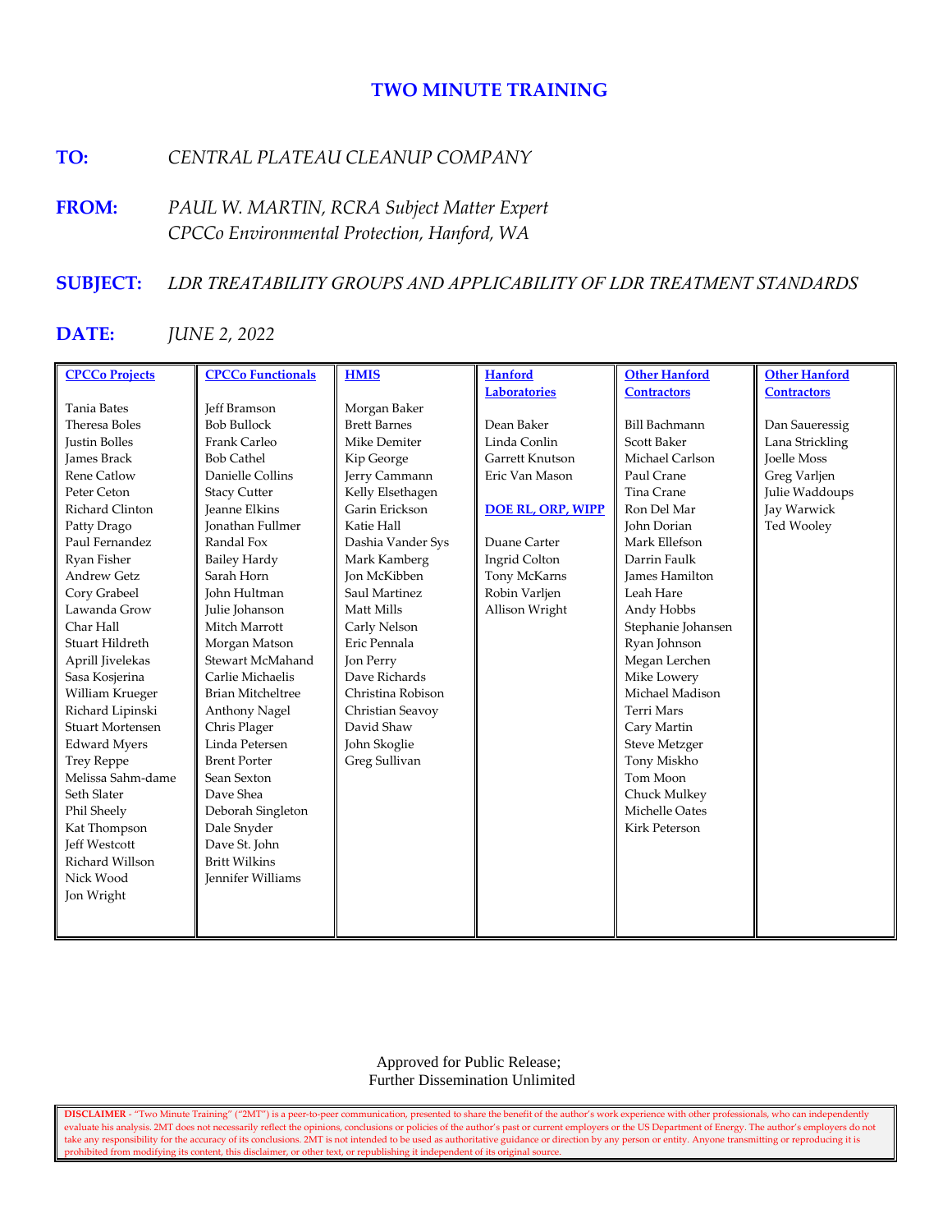## TWO MINUTE TRAINING

**TO:** *CENTRAL PLATEAU CLEANUP COMPANY*

**FROM:** *PAUL W. MARTIN, RCRA Subject Matter Expert*
*CPCCo Environmental Protection, Hanford, WA*

**SUBJECT:** *LDR TREATABILITY GROUPS AND APPLICABILITY OF LDR TREATMENT STANDARDS*

**DATE:** *JUNE 2, 2022*

| CPCCo Projects | CPCCo Functionals | HMIS | Hanford Laboratories | Other Hanford Contractors | Other Hanford Contractors |
|---|---|---|---|---|---|
| Tania Bates | Jeff Bramson | Morgan Baker | Dean Baker | Bill Bachmann | Dan Saueressig |
| Theresa Boles | Bob Bullock | Brett Barnes | Linda Conlin | Scott Baker | Lana Strickling |
| Justin Bolles | Frank Carleo | Mike Demiter | Garrett Knutson | Michael Carlson | Joelle Moss |
| James Brack | Bob Cathel | Kip George | Eric Van Mason | Paul Crane | Greg Varljen |
| Rene Catlow | Danielle Collins | Jerry Cammann | | Tina Crane | Julie Waddoups |
| Peter Ceton | Stacy Cutter | Kelly Elsethagen | **DOE RL, ORP, WIPP** | Ron Del Mar | Jay Warwick |
| Richard Clinton | Jeanne Elkins | Garin Erickson | | John Dorian | Ted Wooley |
| Patty Drago | Jonathan Fullmer | Katie Hall | Duane Carter | Mark Ellefson | |
| Paul Fernandez | Randal Fox | Dashia Vander Sys | Ingrid Colton | Darrin Faulk | |
| Ryan Fisher | Bailey Hardy | Mark Kamberg | Tony McKarns | James Hamilton | |
| Andrew Getz | Sarah Horn | Jon McKibben | Robin Varljen | Leah Hare | |
| Cory Grabeel | John Hultman | Saul Martinez | Allison Wright | Andy Hobbs | |
| Lawanda Grow | Julie Johanson | Matt Mills | | Stephanie Johansen | |
| Char Hall | Mitch Marrott | Carly Nelson | | Ryan Johnson | |
| Stuart Hildreth | Morgan Matson | Eric Pennala | | Megan Lerchen | |
| Aprill Jivelekas | Stewart McMahand | Jon Perry | | Mike Lowery | |
| Sasa Kosjerina | Carlie Michaelis | Dave Richards | | Michael Madison | |
| William Krueger | Brian Mitcheltree | Christina Robison | | Terri Mars | |
| Richard Lipinski | Anthony Nagel | Christian Seavoy | | Cary Martin | |
| Stuart Mortensen | Chris Plager | David Shaw | | Steve Metzger | |
| Edward Myers | Linda Petersen | John Skoglie | | Tony Miskho | |
| Trey Reppe | Brent Porter | Greg Sullivan | | Tom Moon | |
| Melissa Sahm-dame | Sean Sexton | | | Chuck Mulkey | |
| Seth Slater | Dave Shea | | | Michelle Oates | |
| Phil Sheely | Deborah Singleton | | | Kirk Peterson | |
| Kat Thompson | Dale Snyder | | | | |
| Jeff Westcott | Dave St. John | | | | |
| Richard Willson | Britt Wilkins | | | | |
| Nick Wood | Jennifer Williams | | | | |
| Jon Wright | | | | | |

Approved for Public Release;
Further Dissemination Unlimited

**DISCLAIMER** - "Two Minute Training" ("2MT") is a peer-to-peer communication, presented to share the benefit of the author's work experience with other professionals, who can independently evaluate his analysis. 2MT does not necessarily reflect the opinions, conclusions or policies of the author's past or current employers or the US Department of Energy. The author's employers do not take any responsibility for the accuracy of its conclusions. 2MT is not intended to be used as authoritative guidance or direction by any person or entity. Anyone transmitting or reproducing it is prohibited from modifying its content, this disclaimer, or other text, or republishing it independent of its original source.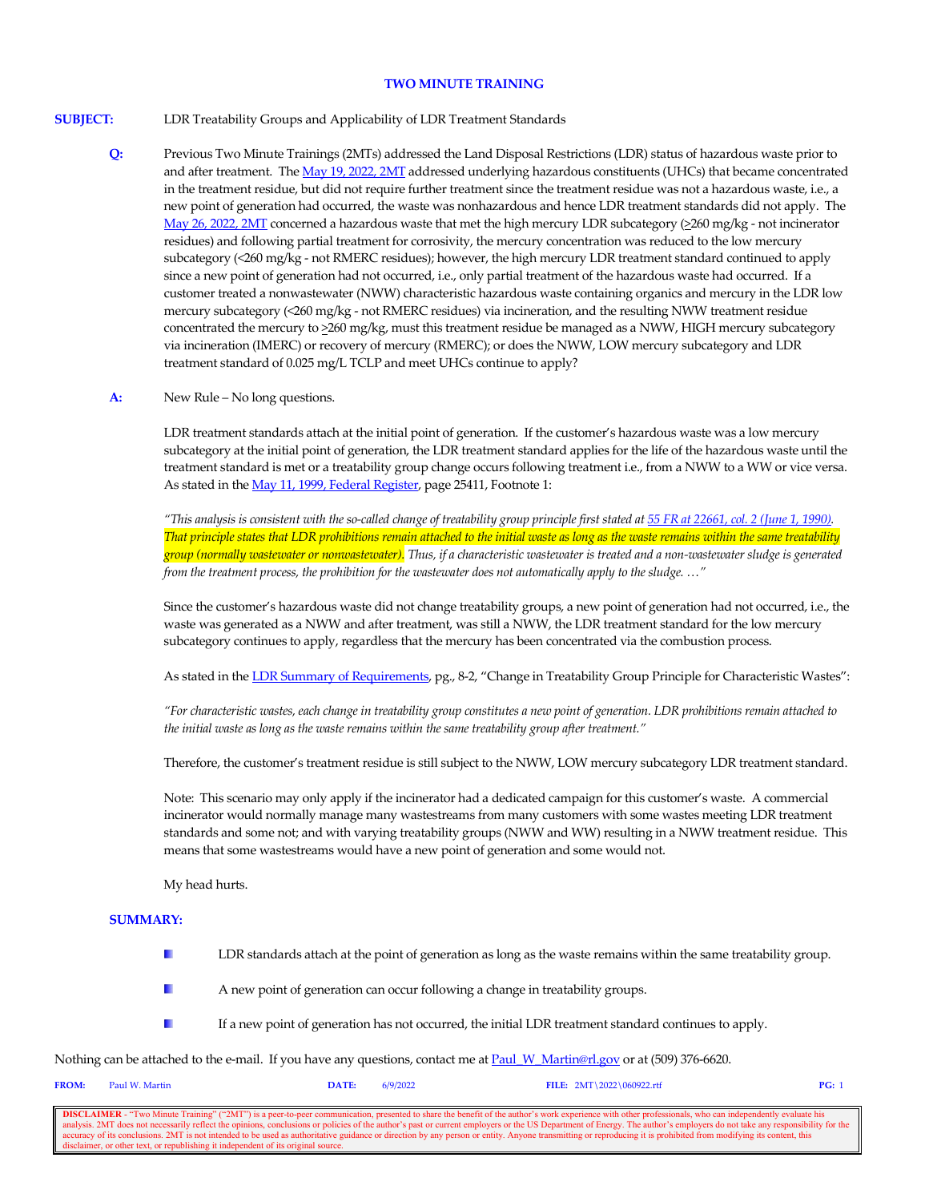**TWO MINUTE TRAINING**

**SUBJECT:** LDR Treatability Groups and Applicability of LDR Treatment Standards

**Q:** Previous Two Minute Trainings (2MTs) addressed the Land Disposal Restrictions (LDR) status of hazardous waste prior to and after treatment. The [May 19, 2022, 2MT] addressed underlying hazardous constituents (UHCs) that became concentrated in the treatment residue, but did not require further treatment since the treatment residue was not a hazardous waste, i.e., a new point of generation had occurred, the waste was nonhazardous and hence LDR treatment standards did not apply. The [May 26, 2022, 2MT] concerned a hazardous waste that met the high mercury LDR subcategory ($\geq$260 mg/kg - not incinerator residues) and following partial treatment for corrosivity, the mercury concentration was reduced to the low mercury subcategory (<260 mg/kg - not RMERC residues); however, the high mercury LDR treatment standard continued to apply since a new point of generation had not occurred, i.e., only partial treatment of the hazardous waste had occurred. If a customer treated a nonwastewater (NWW) characteristic hazardous waste containing organics and mercury in the LDR low mercury subcategory (<260 mg/kg - not RMERC residues) via incineration, and the resulting NWW treatment residue concentrated the mercury to $\geq$260 mg/kg, must this treatment residue be managed as a NWW, HIGH mercury subcategory via incineration (IMERC) or recovery of mercury (RMERC); or does the NWW, LOW mercury subcategory and LDR treatment standard of 0.025 mg/L TCLP and meet UHCs continue to apply?

**A:** New Rule – No long questions.

LDR treatment standards attach at the initial point of generation. If the customer's hazardous waste was a low mercury subcategory at the initial point of generation, the LDR treatment standard applies for the life of the hazardous waste until the treatment standard is met or a treatability group change occurs following treatment i.e., from a NWW to a WW or vice versa. As stated in the [May 11, 1999, Federal Register], page 25411, Footnote 1:

*"This analysis is consistent with the so-called change of treatability group principle first stated at [55 FR at 22661, col. 2 (June 1, 1990)]. That principle states that LDR prohibitions remain attached to the initial waste as long as the waste remains within the same treatability group (normally wastewater or nonwastewater). Thus, if a characteristic wastewater is treated and a non-wastewater sludge is generated from the treatment process, the prohibition for the wastewater does not automatically apply to the sludge. …"*

Since the customer's hazardous waste did not change treatability groups, a new point of generation had not occurred, i.e., the waste was generated as a NWW and after treatment, was still a NWW, the LDR treatment standard for the low mercury subcategory continues to apply, regardless that the mercury has been concentrated via the combustion process.

As stated in the [LDR Summary of Requirements], pg., 8-2, "Change in Treatability Group Principle for Characteristic Wastes":

*"For characteristic wastes, each change in treatability group constitutes a new point of generation. LDR prohibitions remain attached to the initial waste as long as the waste remains within the same treatability group after treatment."*

Therefore, the customer's treatment residue is still subject to the NWW, LOW mercury subcategory LDR treatment standard.

Note: This scenario may only apply if the incinerator had a dedicated campaign for this customer's waste. A commercial incinerator would normally manage many wastestreams from many customers with some wastes meeting LDR treatment standards and some not; and with varying treatability groups (NWW and WW) resulting in a NWW treatment residue. This means that some wastestreams would have a new point of generation and some would not.

My head hurts.

**SUMMARY:**

- LDR standards attach at the point of generation as long as the waste remains within the same treatability group.
- A new point of generation can occur following a change in treatability groups.
- If a new point of generation has not occurred, the initial LDR treatment standard continues to apply.

Nothing can be attached to the e-mail. If you have any questions, contact me at Paul_W_Martin@rl.gov or at (509) 376-6620.

**FROM:** Paul W. Martin **DATE:** 6/9/2022 **FILE:** 2MT\2022\060922.rtf **PG:** 1

**DISCLAIMER** - "Two Minute Training" ("2MT") is a peer-to-peer communication, presented to share the benefit of the author's work experience with other professionals, who can independently evaluate his analysis. 2MT does not necessarily reflect the opinions, conclusions or policies of the author's past or current employers or the US Department of Energy. The author's employers do not take any responsibility for the accuracy of its conclusions. 2MT is not intended to be used as authoritative guidance or direction by any person or entity. Anyone transmitting or reproducing it is prohibited from modifying its content, this disclaimer, or other text, or republishing it independent of its original source.